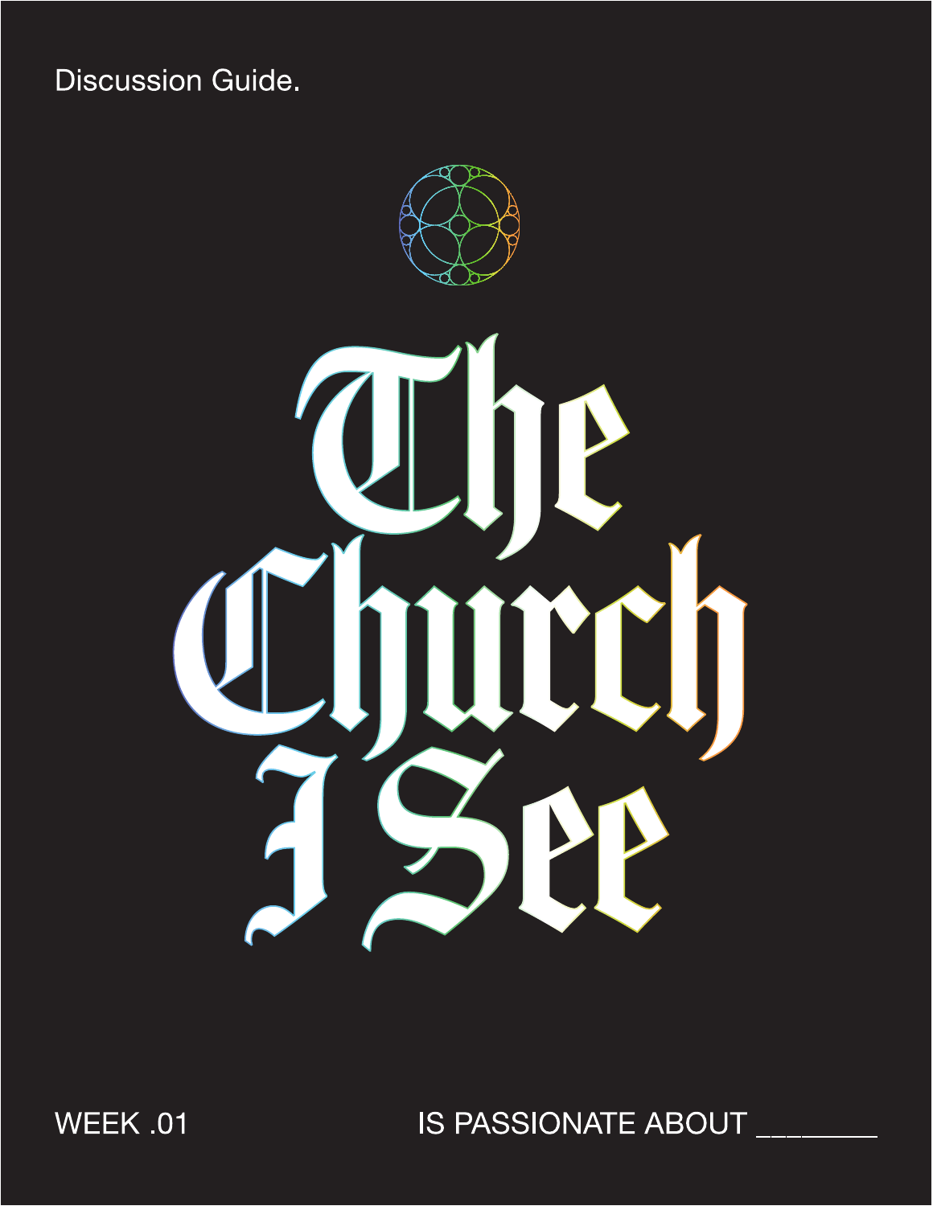Discussion Guide.

# The Church I See

WEEK .01

IS PASSIONATE ABOUT ________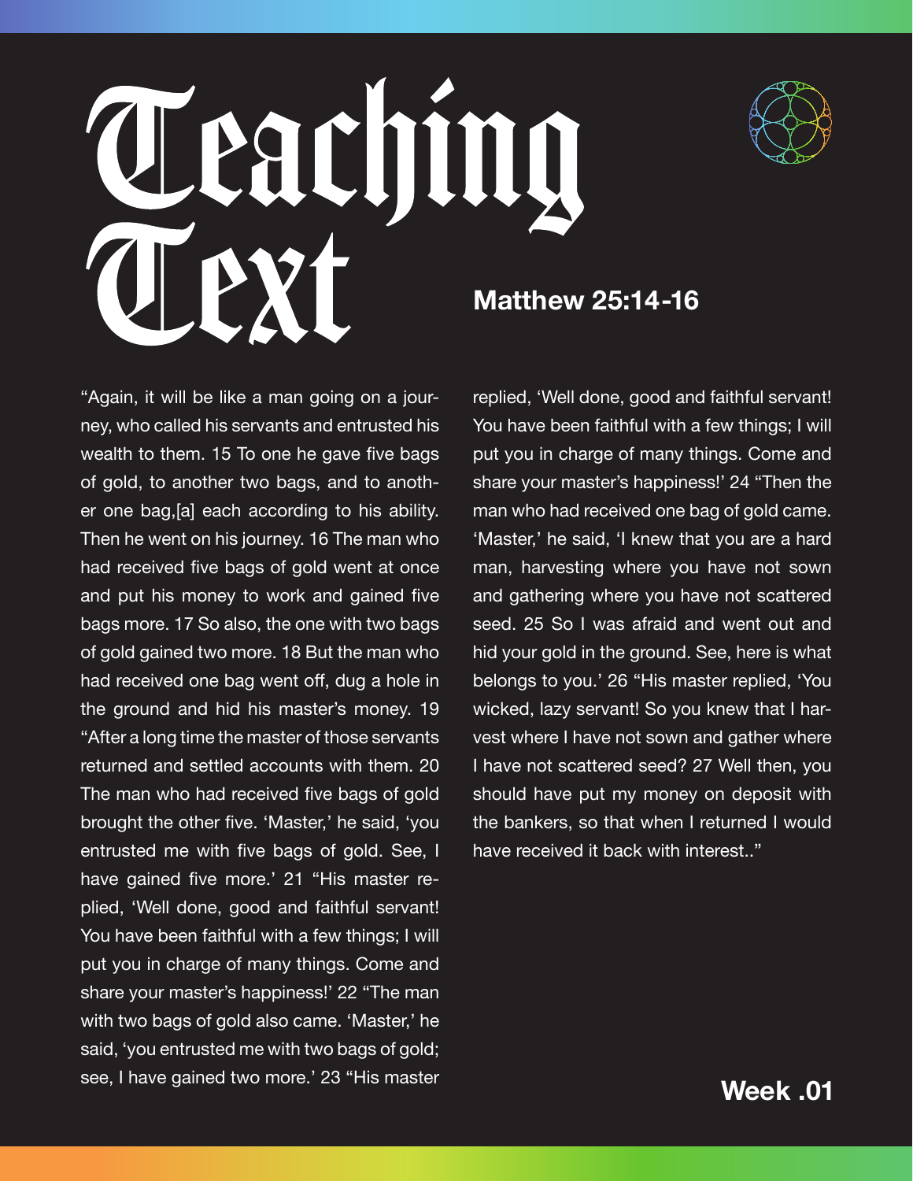# Teaching Text

## Matthew 25:14-16

"Again, it will be like a man going on a journey, who called his servants and entrusted his wealth to them. 15 To one he gave five bags of gold, to another two bags, and to another one bag,[a] each according to his ability. Then he went on his journey. 16 The man who had received five bags of gold went at once and put his money to work and gained five bags more. 17 So also, the one with two bags of gold gained two more. 18 But the man who had received one bag went off, dug a hole in the ground and hid his master's money. 19 "After a long time the master of those servants returned and settled accounts with them. 20 The man who had received five bags of gold brought the other five. 'Master,' he said, 'you entrusted me with five bags of gold. See, I have gained five more.' 21 "His master replied, 'Well done, good and faithful servant! You have been faithful with a few things; I will put you in charge of many things. Come and share your master's happiness!' 22 "The man with two bags of gold also came. 'Master,' he said, 'you entrusted me with two bags of gold; see, I have gained two more.' 23 "His master replied, 'Well done, good and faithful servant! You have been faithful with a few things; I will put you in charge of many things. Come and share your master's happiness!' 24 "Then the man who had received one bag of gold came. 'Master,' he said, 'I knew that you are a hard man, harvesting where you have not sown and gathering where you have not scattered seed. 25 So I was afraid and went out and hid your gold in the ground. See, here is what belongs to you.' 26 "His master replied, 'You wicked, lazy servant! So you knew that I harvest where I have not sown and gather where I have not scattered seed? 27 Well then, you should have put my money on deposit with the bankers, so that when I returned I would have received it back with interest.."

**Week .01**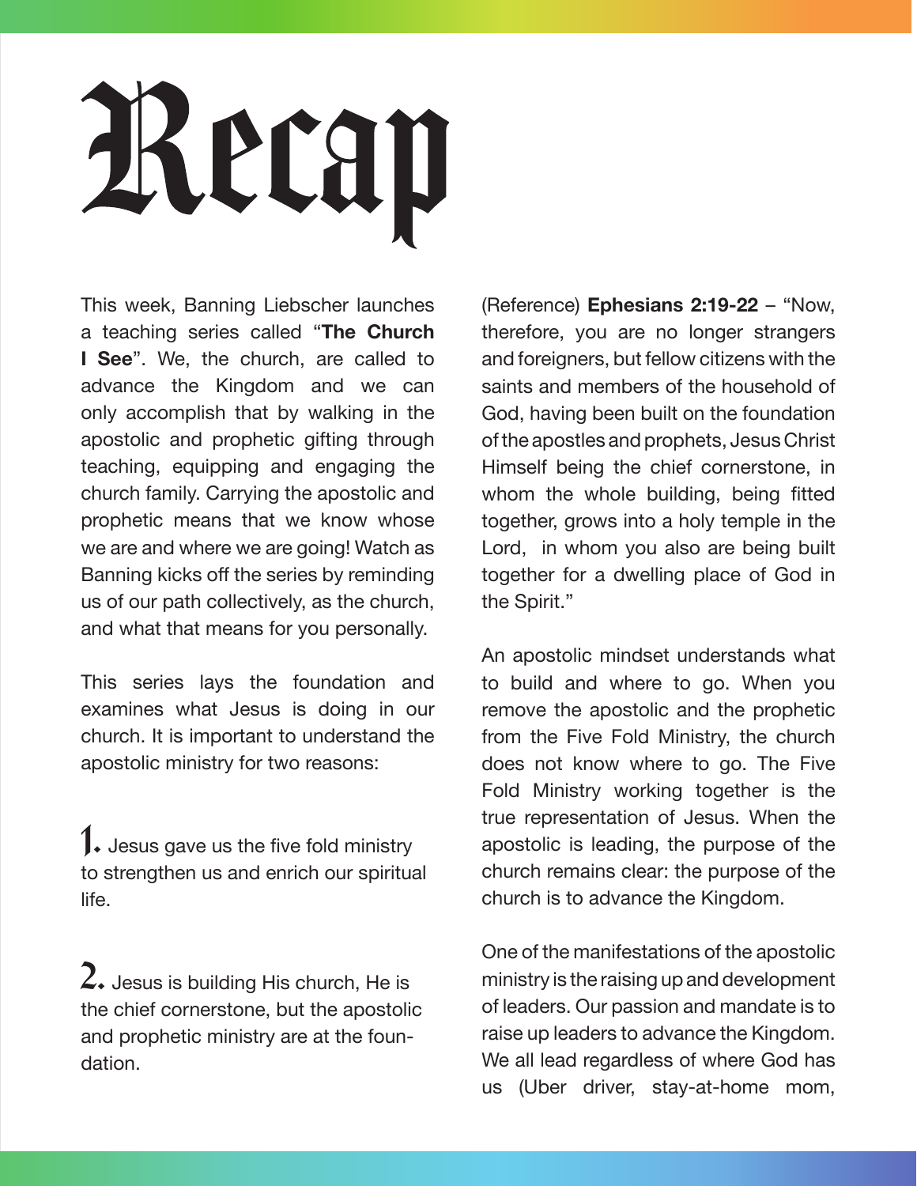# Recap

This week, Banning Liebscher launches a teaching series called "**The Church I See**". We, the church, are called to advance the Kingdom and we can only accomplish that by walking in the apostolic and prophetic gifting through teaching, equipping and engaging the church family. Carrying the apostolic and prophetic means that we know whose we are and where we are going! Watch as Banning kicks off the series by reminding us of our path collectively, as the church, and what that means for you personally.

This series lays the foundation and examines what Jesus is doing in our church. It is important to understand the apostolic ministry for two reasons:

1. Jesus gave us the five fold ministry to strengthen us and enrich our spiritual life.

2. Jesus is building His church, He is the chief cornerstone, but the apostolic and prophetic ministry are at the foundation.

(Reference) **Ephesians 2:19-22** – "Now, therefore, you are no longer strangers and foreigners, but fellow citizens with the saints and members of the household of God, having been built on the foundation of the apostles and prophets, Jesus Christ Himself being the chief cornerstone, in whom the whole building, being fitted together, grows into a holy temple in the Lord, in whom you also are being built together for a dwelling place of God in the Spirit."

An apostolic mindset understands what to build and where to go. When you remove the apostolic and the prophetic from the Five Fold Ministry, the church does not know where to go. The Five Fold Ministry working together is the true representation of Jesus. When the apostolic is leading, the purpose of the church remains clear: the purpose of the church is to advance the Kingdom.

One of the manifestations of the apostolic ministry is the raising up and development of leaders. Our passion and mandate is to raise up leaders to advance the Kingdom. We all lead regardless of where God has us (Uber driver, stay-at-home mom,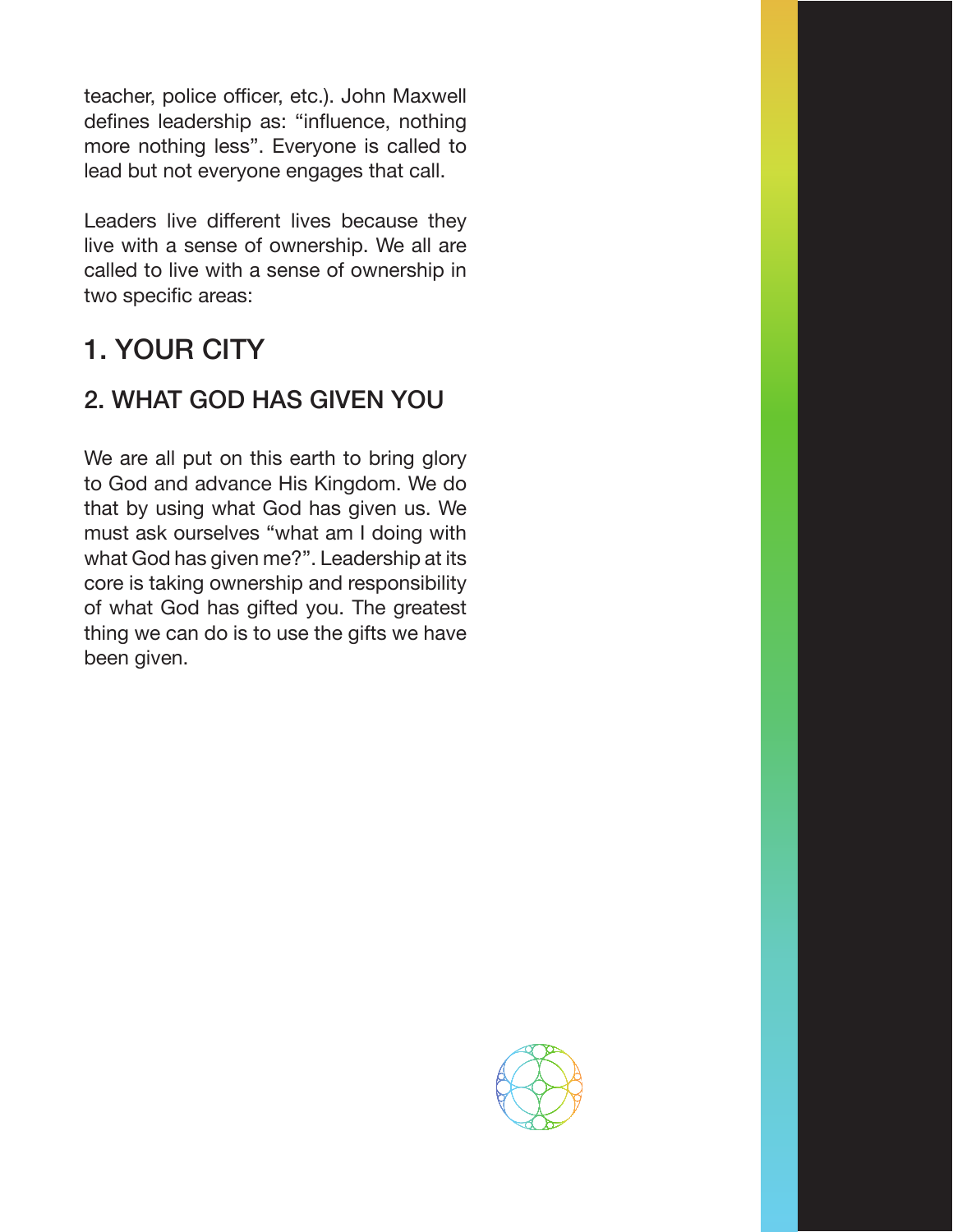teacher, police officer, etc.). John Maxwell defines leadership as: “influence, nothing more nothing less”. Everyone is called to lead but not everyone engages that call.

Leaders live different lives because they live with a sense of ownership. We all are called to live with a sense of ownership in two specific areas:

## 1. YOUR CITY

### 2. WHAT GOD HAS GIVEN YOU

We are all put on this earth to bring glory to God and advance His Kingdom. We do that by using what God has given us. We must ask ourselves “what am I doing with what God has given me?”. Leadership at its core is taking ownership and responsibility of what God has gifted you. The greatest thing we can do is to use the gifts we have been given.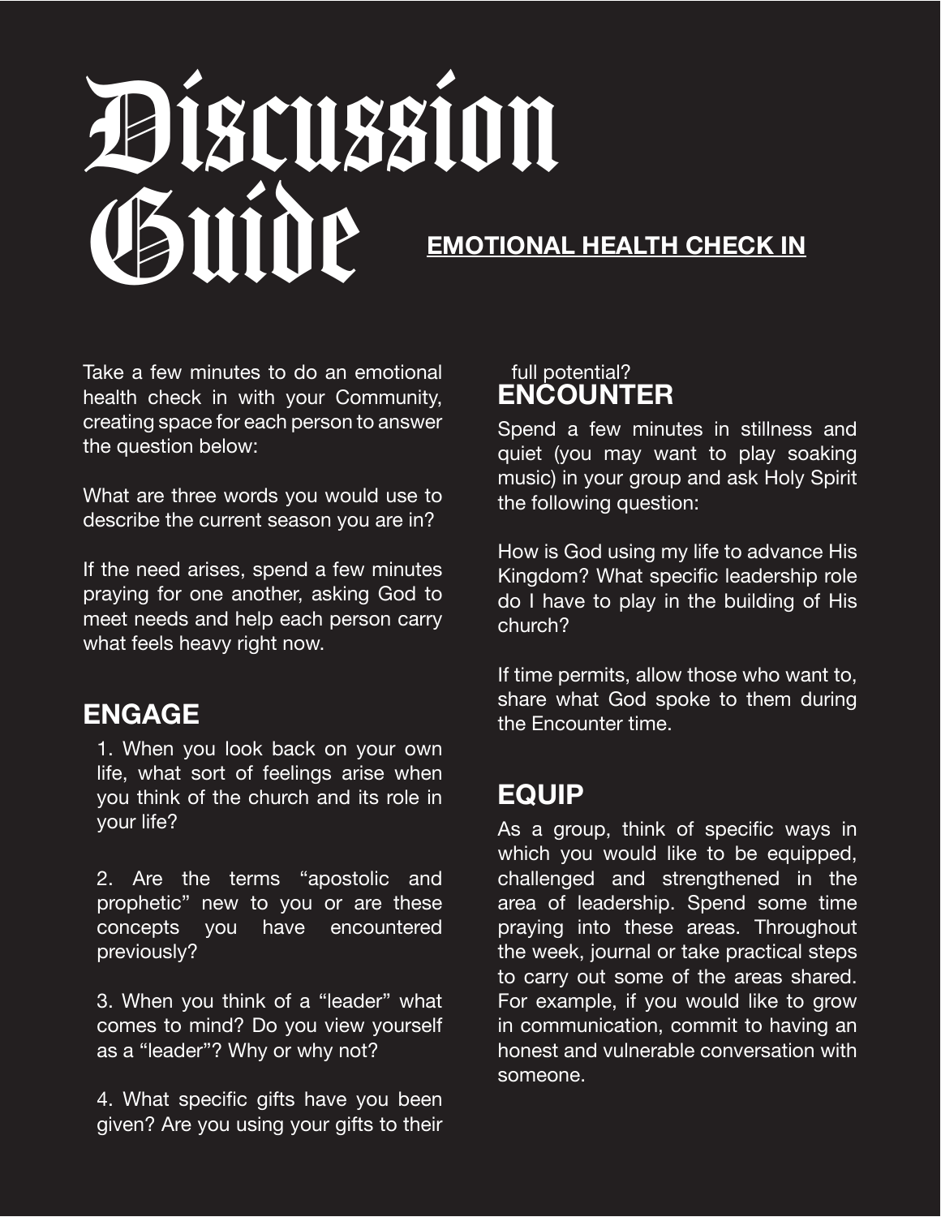# Discussion Guide

## EMOTIONAL HEALTH CHECK IN

Take a few minutes to do an emotional health check in with your Community, creating space for each person to answer the question below:

What are three words you would use to describe the current season you are in?

If the need arises, spend a few minutes praying for one another, asking God to meet needs and help each person carry what feels heavy right now.

## ENGAGE

1. When you look back on your own life, what sort of feelings arise when you think of the church and its role in your life?

2. Are the terms "apostolic and prophetic" new to you or are these concepts you have encountered previously?

3. When you think of a "leader" what comes to mind? Do you view yourself as a "leader"? Why or why not?

4. What specific gifts have you been given? Are you using your gifts to their full potential?

## ENCOUNTER

Spend a few minutes in stillness and quiet (you may want to play soaking music) in your group and ask Holy Spirit the following question:

How is God using my life to advance His Kingdom? What specific leadership role do I have to play in the building of His church?

If time permits, allow those who want to, share what God spoke to them during the Encounter time.

## EQUIP

As a group, think of specific ways in which you would like to be equipped, challenged and strengthened in the area of leadership. Spend some time praying into these areas. Throughout the week, journal or take practical steps to carry out some of the areas shared. For example, if you would like to grow in communication, commit to having an honest and vulnerable conversation with someone.